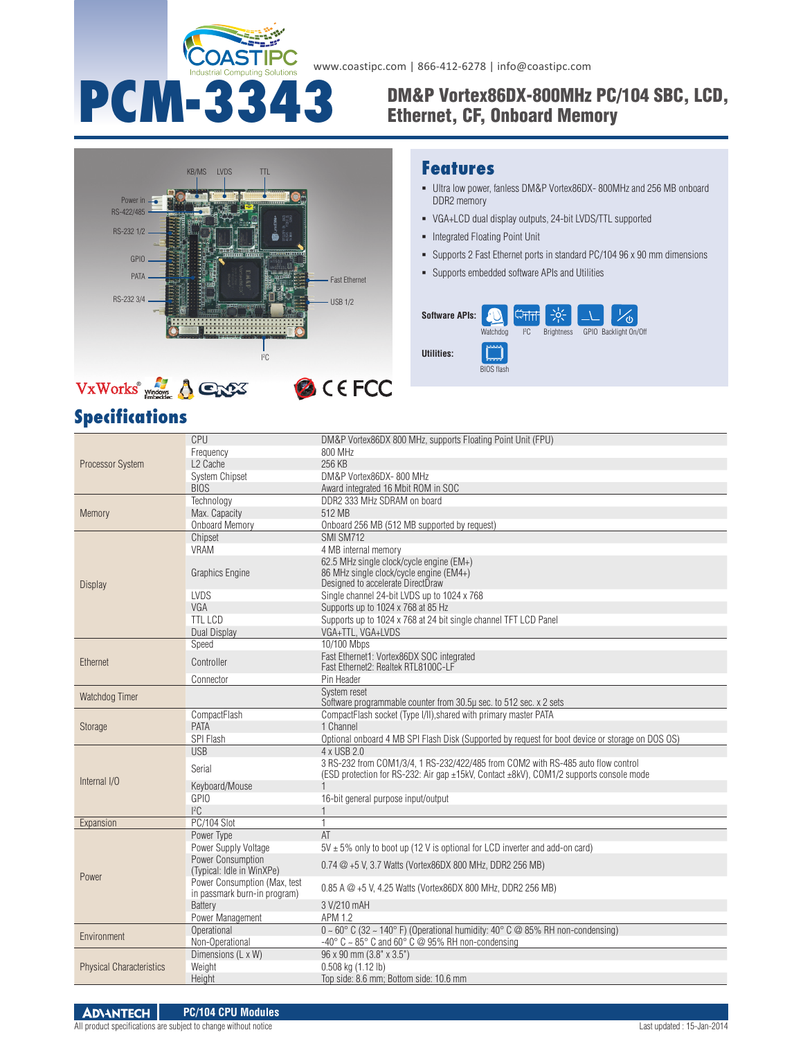www.coastipc.com | 866-412-6278 | info@coastipc.com

# PCM-3343

## DM&P Vortex86DX-800MHz PC/104 SBC, LCD, Ethernet, CF, Onboard Memory

KB/MS LVDS TTL
Power in
RS-422/485
RS-232 1/2
GPIO
PATA
RS-232 3/4
Fast Ethernet
USB 1/2
I²C

## Features

- Ultra low power, fanless DM&P Vortex86DX- 800MHz and 256 MB onboard DDR2 memory
- VGA+LCD dual display outputs, 24-bit LVDS/TTL supported
- Integrated Floating Point Unit
- Supports 2 Fast Ethernet ports in standard PC/104 96 x 90 mm dimensions
- Supports embedded software APIs and Utilities

**Software APIs:** Watchdog, I²C, Brightness, GPIO, Backlight On/Off

**Utilities:** BIOS flash

## Specifications

| | | |
|---|---|---|
| Processor System | CPU | DM&P Vortex86DX 800 MHz, supports Floating Point Unit (FPU) |
| | Frequency | 800 MHz |
| | L2 Cache | 256 KB |
| | System Chipset | DM&P Vortex86DX- 800 MHz |
| | BIOS | Award integrated 16 Mbit ROM in SOC |
| Memory | Technology | DDR2 333 MHz SDRAM on board |
| | Max. Capacity | 512 MB |
| | Onboard Memory | Onboard 256 MB (512 MB supported by request) |
| Display | Chipset | SMI SM712 |
| | VRAM | 4 MB internal memory |
| | Graphics Engine | 62.5 MHz single clock/cycle engine (EM+)<br>86 MHz single clock/cycle engine (EM4+)<br>Designed to accelerate DirectDraw |
| | LVDS | Single channel 24-bit LVDS up to 1024 x 768 |
| | VGA | Supports up to 1024 x 768 at 85 Hz |
| | TTL LCD | Supports up to 1024 x 768 at 24 bit single channel TFT LCD Panel |
| | Dual Display | VGA+TTL, VGA+LVDS |
| Ethernet | Speed | 10/100 Mbps |
| | Controller | Fast Ethernet1: Vortex86DX SOC integrated<br>Fast Ethernet2: Realtek RTL8100C-LF |
| | Connector | Pin Header |
| Watchdog Timer | | System reset<br>Software programmable counter from 30.5µ sec. to 512 sec. x 2 sets |
| Storage | CompactFlash | CompactFlash socket (Type I/II),shared with primary master PATA |
| | PATA | 1 Channel |
| | SPI Flash | Optional onboard 4 MB SPI Flash Disk (Supported by request for boot device or storage on DOS OS) |
| Internal I/O | USB | 4 x USB 2.0 |
| | Serial | 3 RS-232 from COM1/3/4, 1 RS-232/422/485 from COM2 with RS-485 auto flow control<br>(ESD protection for RS-232: Air gap ±15kV, Contact ±8kV), COM1/2 supports console mode |
| | Keyboard/Mouse | 1 |
| | GPIO | 16-bit general purpose input/output |
| | I²C | 1 |
| Expansion | PC/104 Slot | 1 |
| Power | Power Type | AT |
| | Power Supply Voltage | 5V ± 5% only to boot up (12 V is optional for LCD inverter and add-on card) |
| | Power Consumption (Typical: Idle in WinXPe) | 0.74 @ +5 V, 3.7 Watts (Vortex86DX 800 MHz, DDR2 256 MB) |
| | Power Consumption (Max, test in passmark burn-in program) | 0.85 A @ +5 V, 4.25 Watts (Vortex86DX 800 MHz, DDR2 256 MB) |
| | Battery | 3 V/210 mAH |
| | Power Management | APM 1.2 |
| Environment | Operational | 0 ~ 60° C (32 ~ 140° F) (Operational humidity: 40° C @ 85% RH non-condensing) |
| | Non-Operational | -40° C ~ 85° C and 60° C @ 95% RH non-condensing |
| Physical Characteristics | Dimensions (L x W) | 96 x 90 mm (3.8" x 3.5") |
| | Weight | 0.508 kg (1.12 lb) |
| | Height | Top side: 8.6 mm; Bottom side: 10.6 mm |

ADVANTECH PC/104 CPU Modules

All product specifications are subject to change without notice Last updated : 15-Jan-2014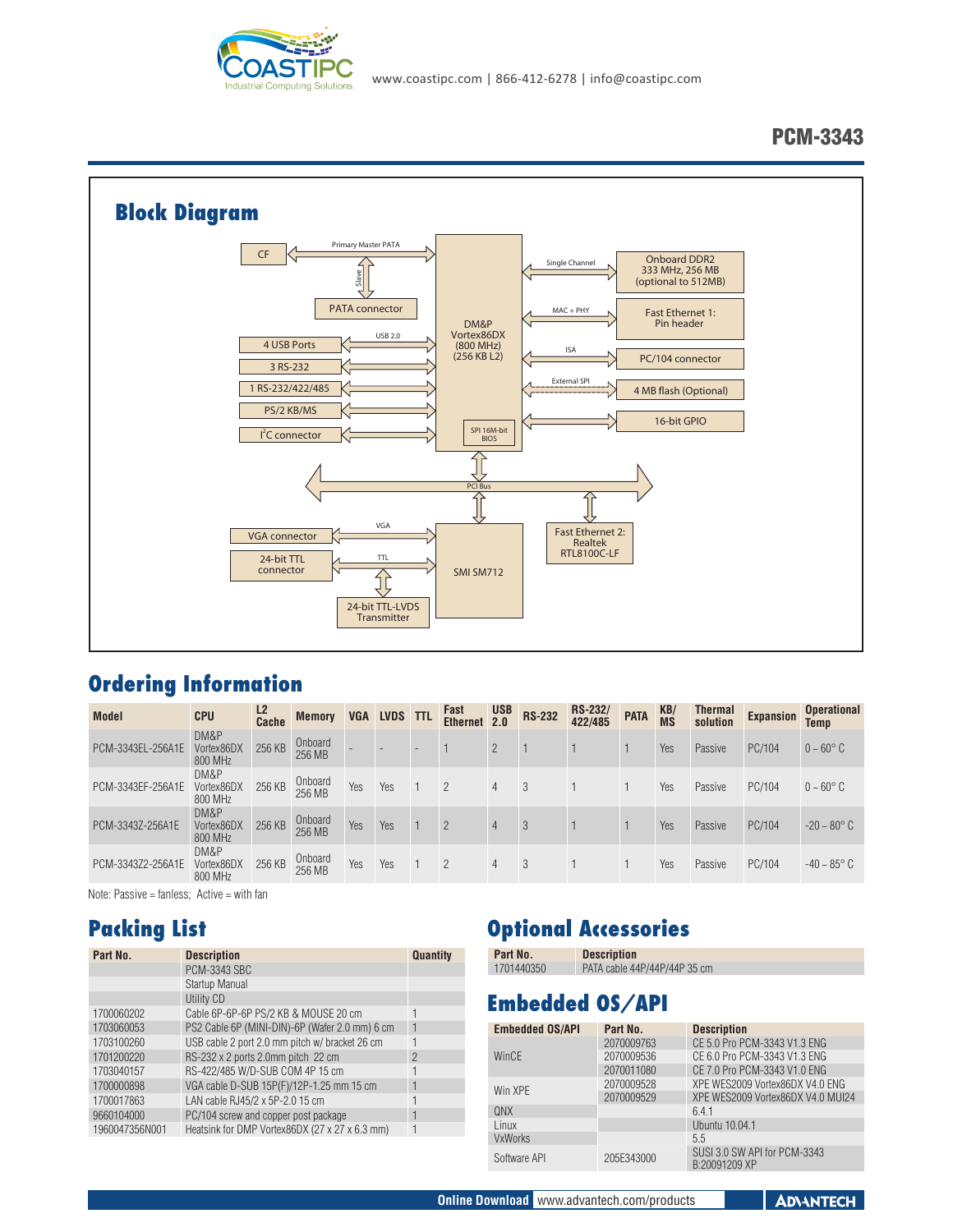# PCM-3343

## Block Diagram

CF
Primary Master PATA
Slave
PATA connector
4 USB Ports
USB 2.0
3 RS-232
1 RS-232/422/485
PS/2 KB/MS
I2C connector
DM&P Vortex86DX (800 MHz) (256 KB L2)
SPI 16M-bit BIOS
Single Channel
Onboard DDR2 333 MHz, 256 MB (optional to 512MB)
MAC + PHY
Fast Ethernet 1: Pin header
ISA
PC/104 connector
External SPI
4 MB flash (Optional)
16-bit GPIO
PCI Bus
VGA
VGA connector
TTL
24-bit TTL connector
SMI SM712
24-bit TTL-LVDS Transmitter
Fast Ethernet 2: Realtek RTL8100C-LF

## Ordering Information

| Model | CPU | L2 Cache | Memory | VGA | LVDS | TTL | Fast Ethernet | USB 2.0 | RS-232 | RS-232/ 422/485 | PATA | KB/ MS | Thermal solution | Expansion | Operational Temp |
|---|---|---|---|---|---|---|---|---|---|---|---|---|---|---|---|
| PCM-3343EL-256A1E | DM&P Vortex86DX 800 MHz | 256 KB | Onboard 256 MB | - | - | - | 1 | 2 | 1 | 1 | 1 | Yes | Passive | PC/104 | 0 ~ 60° C |
| PCM-3343EF-256A1E | DM&P Vortex86DX 800 MHz | 256 KB | Onboard 256 MB | Yes | Yes | 1 | 2 | 4 | 3 | 1 | 1 | Yes | Passive | PC/104 | 0 ~ 60° C |
| PCM-3343Z-256A1E | DM&P Vortex86DX 800 MHz | 256 KB | Onboard 256 MB | Yes | Yes | 1 | 2 | 4 | 3 | 1 | 1 | Yes | Passive | PC/104 | -20 ~ 80° C |
| PCM-3343Z2-256A1E | DM&P Vortex86DX 800 MHz | 256 KB | Onboard 256 MB | Yes | Yes | 1 | 2 | 4 | 3 | 1 | 1 | Yes | Passive | PC/104 | -40 ~ 85° C |

Note: Passive = fanless; Active = with fan

## Packing List

| Part No. | Description | Quantity |
|---|---|---|
| | PCM-3343 SBC | |
| | Startup Manual | |
| | Utility CD | |
| 1700060202 | Cable 6P-6P-6P PS/2 KB & MOUSE 20 cm | 1 |
| 1703060053 | PS2 Cable 6P (MINI-DIN)-6P (Wafer 2.0 mm) 6 cm | 1 |
| 1703100260 | USB cable 2 port 2.0 mm pitch w/ bracket 26 cm | 1 |
| 1701200220 | RS-232 x 2 ports 2.0mm pitch 22 cm | 2 |
| 1703040157 | RS-422/485 W/D-SUB COM 4P 15 cm | 1 |
| 1700000898 | VGA cable D-SUB 15P(F)/12P-1.25 mm 15 cm | 1 |
| 1700017863 | LAN cable RJ45/2 x 5P-2.0 15 cm | 1 |
| 9660104000 | PC/104 screw and copper post package | 1 |
| 1960047356N001 | Heatsink for DMP Vortex86DX (27 x 27 x 6.3 mm) | 1 |

## Optional Accessories

| Part No. | Description |
|---|---|
| 1701440350 | PATA cable 44P/44P/44P 35 cm |

## Embedded OS/API

| Embedded OS/API | Part No. | Description |
|---|---|---|
| WinCE | 2070009763 | CE 5.0 Pro PCM-3343 V1.3 ENG |
| | 2070009536 | CE 6.0 Pro PCM-3343 V1.3 ENG |
| | 2070011080 | CE 7.0 Pro PCM-3343 V1.0 ENG |
| Win XPE | 2070009528 | XPE WES2009 Vortex86DX V4.0 ENG |
| | 2070009529 | XPE WES2009 Vortex86DX V4.0 MUI24 |
| QNX | | 6.4.1 |
| Linux | | Ubuntu 10.04.1 |
| VxWorks | | 5.5 |
| Software API | 205E343000 | SUSI 3.0 SW API for PCM-3343 B:20091209 XP |

**Online Download** www.advantech.com/products